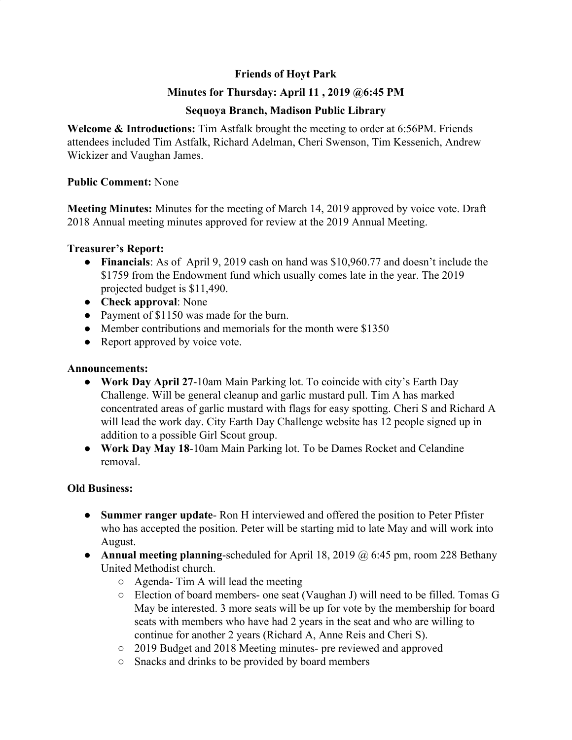**Friends of Hoyt Park**

**Minutes for Thursday: April 11 , 2019 @6:45 PM**

**Sequoya Branch, Madison Public Library**

**Welcome & Introductions:** Tim Astfalk brought the meeting to order at 6:56PM. Friends attendees included Tim Astfalk, Richard Adelman, Cheri Swenson, Tim Kessenich, Andrew Wickizer and Vaughan James.

**Public Comment:** None

**Meeting Minutes:** Minutes for the meeting of March 14, 2019 approved by voice vote. Draft 2018 Annual meeting minutes approved for review at the 2019 Annual Meeting.

**Treasurer's Report:**

- **Financials**: As of April 9, 2019 cash on hand was $10,960.77 and doesn't include the $1759 from the Endowment fund which usually comes late in the year. The 2019 projected budget is $11,490.
- **Check approval**: None
- Payment of $1150 was made for the burn.
- Member contributions and memorials for the month were $1350
- Report approved by voice vote.

**Announcements:**

- **Work Day April 27**-10am Main Parking lot. To coincide with city's Earth Day Challenge. Will be general cleanup and garlic mustard pull. Tim A has marked concentrated areas of garlic mustard with flags for easy spotting. Cheri S and Richard A will lead the work day. City Earth Day Challenge website has 12 people signed up in addition to a possible Girl Scout group.
- **Work Day May 18**-10am Main Parking lot. To be Dames Rocket and Celandine removal.

**Old Business:**

- **Summer ranger update**- Ron H interviewed and offered the position to Peter Pfister who has accepted the position. Peter will be starting mid to late May and will work into August.
- **Annual meeting planning**-scheduled for April 18, 2019 @ 6:45 pm, room 228 Bethany United Methodist church.
  - Agenda- Tim A will lead the meeting
  - Election of board members- one seat (Vaughan J) will need to be filled. Tomas G May be interested. 3 more seats will be up for vote by the membership for board seats with members who have had 2 years in the seat and who are willing to continue for another 2 years (Richard A, Anne Reis and Cheri S).
  - 2019 Budget and 2018 Meeting minutes- pre reviewed and approved
  - Snacks and drinks to be provided by board members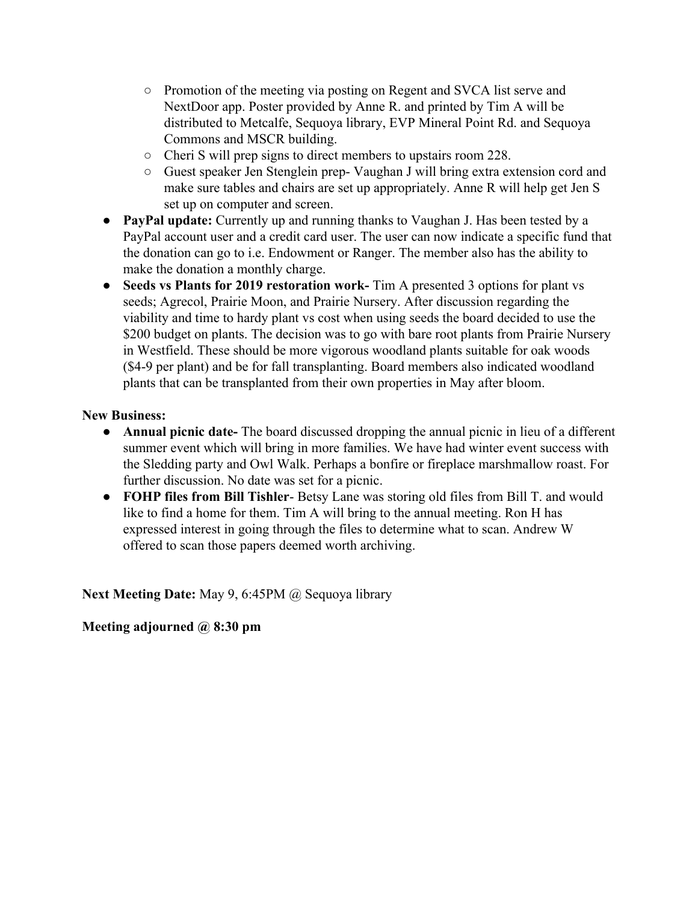- Promotion of the meeting via posting on Regent and SVCA list serve and NextDoor app. Poster provided by Anne R. and printed by Tim A will be distributed to Metcalfe, Sequoya library, EVP Mineral Point Rd. and Sequoya Commons and MSCR building.
    - Cheri S will prep signs to direct members to upstairs room 228.
    - Guest speaker Jen Stenglein prep- Vaughan J will bring extra extension cord and make sure tables and chairs are set up appropriately. Anne R will help get Jen S set up on computer and screen.
- **PayPal update:** Currently up and running thanks to Vaughan J. Has been tested by a PayPal account user and a credit card user. The user can now indicate a specific fund that the donation can go to i.e. Endowment or Ranger. The member also has the ability to make the donation a monthly charge.
- **Seeds vs Plants for 2019 restoration work-** Tim A presented 3 options for plant vs seeds; Agrecol, Prairie Moon, and Prairie Nursery. After discussion regarding the viability and time to hardy plant vs cost when using seeds the board decided to use the $200 budget on plants. The decision was to go with bare root plants from Prairie Nursery in Westfield. These should be more vigorous woodland plants suitable for oak woods ($4-9 per plant) and be for fall transplanting. Board members also indicated woodland plants that can be transplanted from their own properties in May after bloom.

**New Business:**

- **Annual picnic date-** The board discussed dropping the annual picnic in lieu of a different summer event which will bring in more families. We have had winter event success with the Sledding party and Owl Walk. Perhaps a bonfire or fireplace marshmallow roast. For further discussion. No date was set for a picnic.
- **FOHP files from Bill Tishler**- Betsy Lane was storing old files from Bill T. and would like to find a home for them. Tim A will bring to the annual meeting. Ron H has expressed interest in going through the files to determine what to scan. Andrew W offered to scan those papers deemed worth archiving.

**Next Meeting Date:** May 9, 6:45PM @ Sequoya library

**Meeting adjourned @ 8:30 pm**